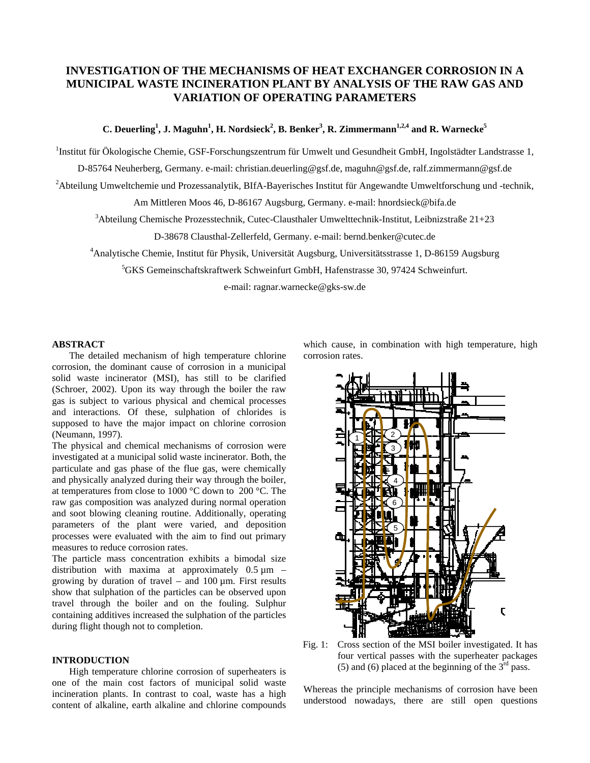# INVESTIGATION OF THE MECHANISMS OF HEAT EXCHANGER CORROSION IN A MUNICIPAL WASTE INCINERATION PLANT BY ANALYSIS OF THE RAW GAS AND VARIATION OF OPERATING PARAMETERS

**C. Deuerling[1], J. Maguhn[1], H. Nordsieck[2], B. Benker[3], R. Zimmermann[1,2,4] and R. Warnecke[5]**

[1]Institut für Ökologische Chemie, GSF-Forschungszentrum für Umwelt und Gesundheit GmbH, Ingolstädter Landstrasse 1, D-85764 Neuherberg, Germany. e-mail: christian.deuerling@gsf.de, maguhn@gsf.de, ralf.zimmermann@gsf.de

[2]Abteilung Umweltchemie und Prozessanalytik, BIfA-Bayerisches Institut für Angewandte Umweltforschung und -technik, Am Mittleren Moos 46, D-86167 Augsburg, Germany. e-mail: hnordsieck@bifa.de

[3]Abteilung Chemische Prozesstechnik, Cutec-Clausthaler Umwelttechnik-Institut, Leibnizstraße 21+23 D-38678 Clausthal-Zellerfeld, Germany. e-mail: bernd.benker@cutec.de

[4]Analytische Chemie, Institut für Physik, Universität Augsburg, Universitätsstrasse 1, D-86159 Augsburg

[5]GKS Gemeinschaftskraftwerk Schweinfurt GmbH, Hafenstrasse 30, 97424 Schweinfurt. e-mail: ragnar.warnecke@gks-sw.de

## ABSTRACT

The detailed mechanism of high temperature chlorine corrosion, the dominant cause of corrosion in a municipal solid waste incinerator (MSI), has still to be clarified (Schroer, 2002). Upon its way through the boiler the raw gas is subject to various physical and chemical processes and interactions. Of these, sulphation of chlorides is supposed to have the major impact on chlorine corrosion (Neumann, 1997).

The physical and chemical mechanisms of corrosion were investigated at a municipal solid waste incinerator. Both, the particulate and gas phase of the flue gas, were chemically and physically analyzed during their way through the boiler, at temperatures from close to 1000 °C down to 200 °C. The raw gas composition was analyzed during normal operation and soot blowing cleaning routine. Additionally, operating parameters of the plant were varied, and deposition processes were evaluated with the aim to find out primary measures to reduce corrosion rates.

The particle mass concentration exhibits a bimodal size distribution with maxima at approximately 0.5 µm – growing by duration of travel – and 100 µm. First results show that sulphation of the particles can be observed upon travel through the boiler and on the fouling. Sulphur containing additives increased the sulphation of the particles during flight though not to completion.

## INTRODUCTION

High temperature chlorine corrosion of superheaters is one of the main cost factors of municipal solid waste incineration plants. In contrast to coal, waste has a high content of alkaline, earth alkaline and chlorine compounds which cause, in combination with high temperature, high corrosion rates.

1
2
3
4
6
5

Fig. 1: Cross section of the MSI boiler investigated. It has four vertical passes with the superheater packages (5) and (6) placed at the beginning of the 3rd pass.

Whereas the principle mechanisms of corrosion have been understood nowadays, there are still open questions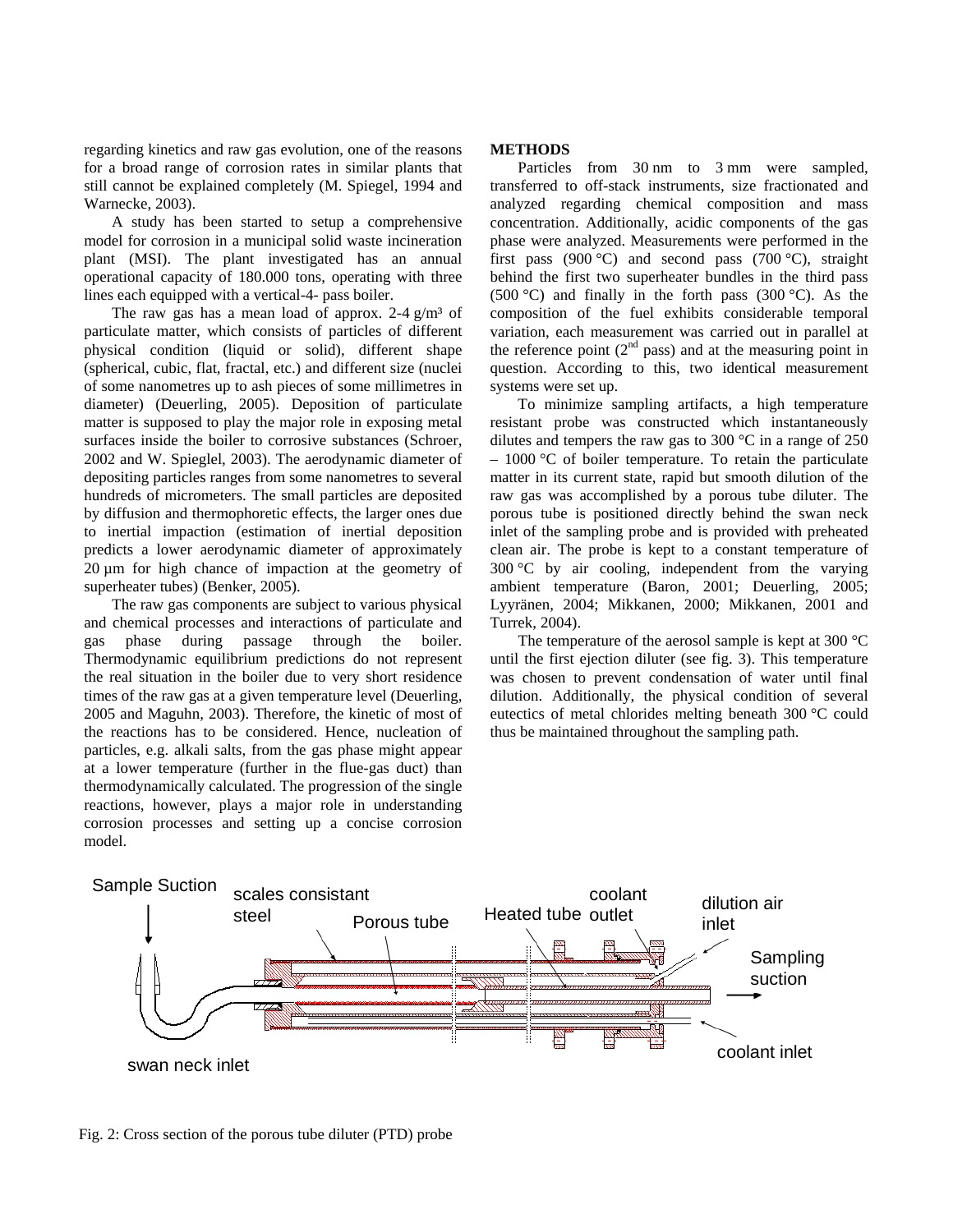regarding kinetics and raw gas evolution, one of the reasons for a broad range of corrosion rates in similar plants that still cannot be explained completely (M. Spiegel, 1994 and Warnecke, 2003).

A study has been started to setup a comprehensive model for corrosion in a municipal solid waste incineration plant (MSI). The plant investigated has an annual operational capacity of 180.000 tons, operating with three lines each equipped with a vertical-4- pass boiler.

The raw gas has a mean load of approx. 2-4 g/m³ of particulate matter, which consists of particles of different physical condition (liquid or solid), different shape (spherical, cubic, flat, fractal, etc.) and different size (nuclei of some nanometres up to ash pieces of some millimetres in diameter) (Deuerling, 2005). Deposition of particulate matter is supposed to play the major role in exposing metal surfaces inside the boiler to corrosive substances (Schroer, 2002 and W. Spieglel, 2003). The aerodynamic diameter of depositing particles ranges from some nanometres to several hundreds of micrometers. The small particles are deposited by diffusion and thermophoretic effects, the larger ones due to inertial impaction (estimation of inertial deposition predicts a lower aerodynamic diameter of approximately 20 µm for high chance of impaction at the geometry of superheater tubes) (Benker, 2005).

The raw gas components are subject to various physical and chemical processes and interactions of particulate and gas phase during passage through the boiler. Thermodynamic equilibrium predictions do not represent the real situation in the boiler due to very short residence times of the raw gas at a given temperature level (Deuerling, 2005 and Maguhn, 2003). Therefore, the kinetic of most of the reactions has to be considered. Hence, nucleation of particles, e.g. alkali salts, from the gas phase might appear at a lower temperature (further in the flue-gas duct) than thermodynamically calculated. The progression of the single reactions, however, plays a major role in understanding corrosion processes and setting up a concise corrosion model.

## METHODS

Particles from 30 nm to 3 mm were sampled, transferred to off-stack instruments, size fractionated and analyzed regarding chemical composition and mass concentration. Additionally, acidic components of the gas phase were analyzed. Measurements were performed in the first pass (900 °C) and second pass (700 °C), straight behind the first two superheater bundles in the third pass (500 °C) and finally in the forth pass (300 °C). As the composition of the fuel exhibits considerable temporal variation, each measurement was carried out in parallel at the reference point (2nd pass) and at the measuring point in question. According to this, two identical measurement systems were set up.

To minimize sampling artifacts, a high temperature resistant probe was constructed which instantaneously dilutes and tempers the raw gas to 300 °C in a range of 250 – 1000 °C of boiler temperature. To retain the particulate matter in its current state, rapid but smooth dilution of the raw gas was accomplished by a porous tube diluter. The porous tube is positioned directly behind the swan neck inlet of the sampling probe and is provided with preheated clean air. The probe is kept to a constant temperature of 300 °C by air cooling, independent from the varying ambient temperature (Baron, 2001; Deuerling, 2005; Lyyränen, 2004; Mikkanen, 2000; Mikkanen, 2001 and Turrek, 2004).

The temperature of the aerosol sample is kept at 300 °C until the first ejection diluter (see fig. 3). This temperature was chosen to prevent condensation of water until final dilution. Additionally, the physical condition of several eutectics of metal chlorides melting beneath 300 °C could thus be maintained throughout the sampling path.

Sample Suction
scales consistant steel
Porous tube
Heated tube
coolant outlet
dilution air inlet
Sampling suction
coolant inlet
swan neck inlet

Fig. 2: Cross section of the porous tube diluter (PTD) probe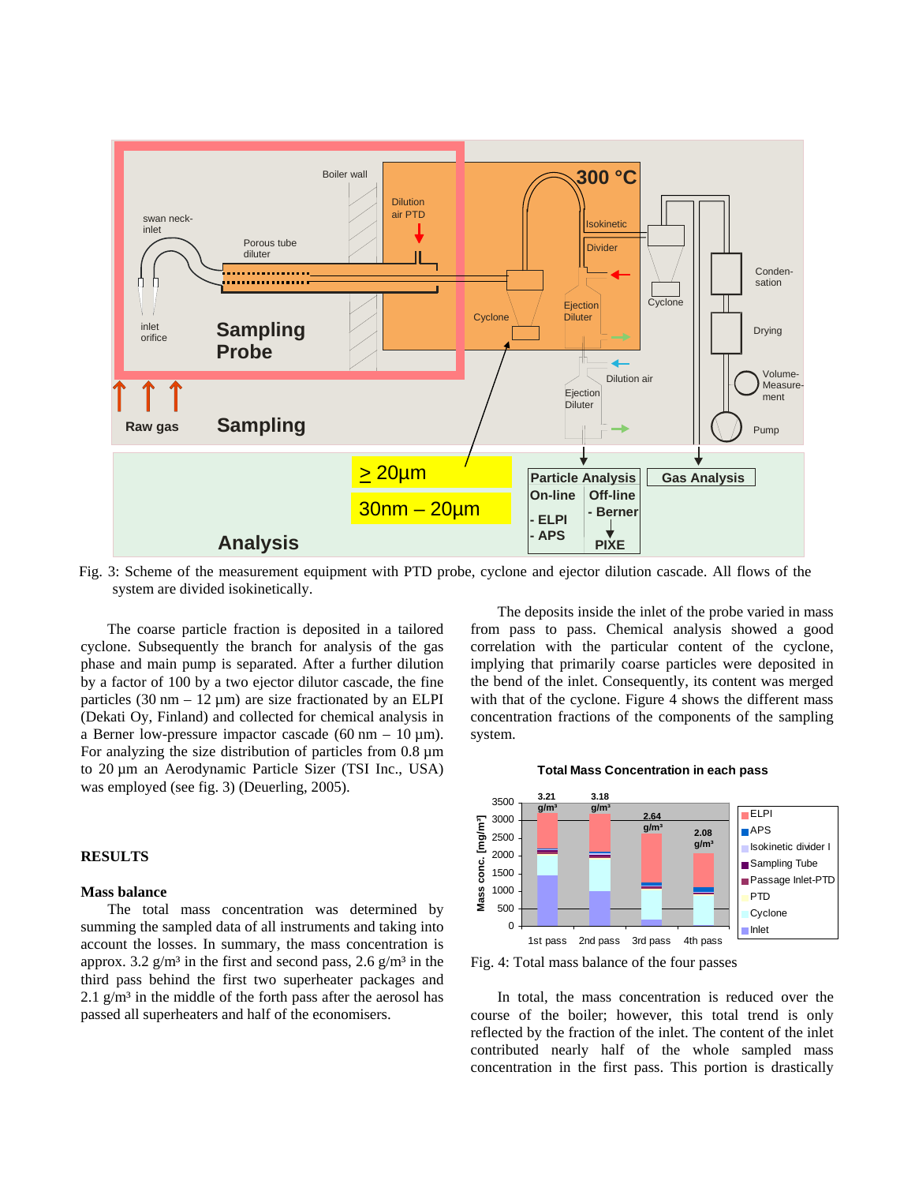Boiler wall
swan neck-inlet
Dilution air PTD
Porous tube diluter
300 °C
Isokinetic
Divider
Cyclone
Conden-sation
Ejection Diluter
Cyclone
Drying
inlet orifice
Sampling Probe
Dilution air
Volume-Measure-ment
Ejection Diluter
Raw gas
Sampling
Pump
≥ 20µm
30nm – 20µm
Particle Analysis
On-line
- ELPI
- APS
Off-line
- Berner
PIXE
Gas Analysis
Analysis

Fig. 3: Scheme of the measurement equipment with PTD probe, cyclone and ejector dilution cascade. All flows of the system are divided isokinetically.

The coarse particle fraction is deposited in a tailored cyclone. Subsequently the branch for analysis of the gas phase and main pump is separated. After a further dilution by a factor of 100 by a two ejector dilutor cascade, the fine particles (30 nm – 12 µm) are size fractionated by an ELPI (Dekati Oy, Finland) and collected for chemical analysis in a Berner low-pressure impactor cascade (60 nm – 10 µm). For analyzing the size distribution of particles from 0.8 µm to 20 µm an Aerodynamic Particle Sizer (TSI Inc., USA) was employed (see fig. 3) (Deuerling, 2005).

## RESULTS

### Mass balance

The total mass concentration was determined by summing the sampled data of all instruments and taking into account the losses. In summary, the mass concentration is approx. 3.2 g/m³ in the first and second pass, 2.6 g/m³ in the third pass behind the first two superheater packages and 2.1 g/m³ in the middle of the forth pass after the aerosol has passed all superheaters and half of the economisers.

The deposits inside the inlet of the probe varied in mass from pass to pass. Chemical analysis showed a good correlation with the particular content of the cyclone, implying that primarily coarse particles were deposited in the bend of the inlet. Consequently, its content was merged with that of the cyclone. Figure 4 shows the different mass concentration fractions of the components of the sampling system.

Total Mass Concentration in each pass
Mass conc. [mg/m³]
0
500
1000
1500
2000
2500
3000
3500
3.21 g/m³
3.18 g/m³
2.64 g/m³
2.08 g/m³
1st pass
2nd pass
3rd pass
4th pass
ELPI
APS
Isokinetic divider I
Sampling Tube
Passage Inlet-PTD
PTD
Cyclone
Inlet

Fig. 4: Total mass balance of the four passes

In total, the mass concentration is reduced over the course of the boiler; however, this total trend is only reflected by the fraction of the inlet. The content of the inlet contributed nearly half of the whole sampled mass concentration in the first pass. This portion is drastically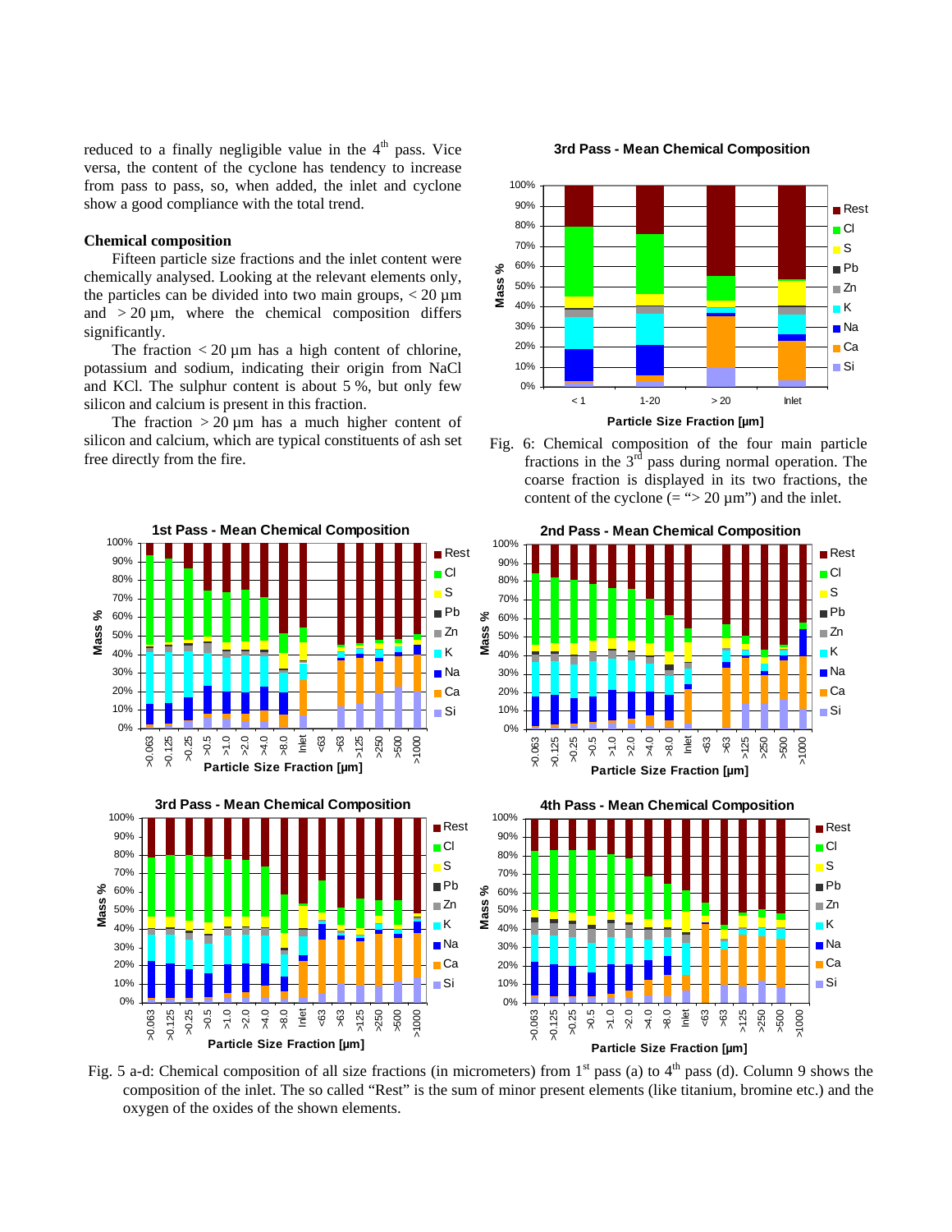reduced to a finally negligible value in the 4[th] pass. Vice versa, the content of the cyclone has tendency to increase from pass to pass, so, when added, the inlet and cyclone show a good compliance with the total trend.

### Chemical composition

Fifteen particle size fractions and the inlet content were chemically analysed. Looking at the relevant elements only, the particles can be divided into two main groups, < 20 µm and > 20 µm, where the chemical composition differs significantly.

The fraction < 20 µm has a high content of chlorine, potassium and sodium, indicating their origin from NaCl and KCl. The sulphur content is about 5 %, but only few silicon and calcium is present in this fraction.

The fraction > 20 µm has a much higher content of silicon and calcium, which are typical constituents of ash set free directly from the fire.

3rd Pass - Mean Chemical Composition

Mass %

100%
90%
80%
70%
60%
50%
40%
30%
20%
10%
0%

< 1
1-20
> 20
Inlet

Particle Size Fraction [µm]

Rest
Cl
S
Pb
Zn
K
Na
Ca
Si

Fig. 6: Chemical composition of the four main particle fractions in the 3[rd] pass during normal operation. The coarse fraction is displayed in its two fractions, the content of the cyclone (= "> 20 µm") and the inlet.

1st Pass - Mean Chemical Composition

2nd Pass - Mean Chemical Composition

3rd Pass - Mean Chemical Composition

4th Pass - Mean Chemical Composition

Mass %

100%
90%
80%
70%
60%
50%
40%
30%
20%
10%
0%

>0.063
>0.125
>0.25
>0.5
>1.0
>2.0
>4.0
>8.0
Inlet
<63
>63
>125
>250
>500
>1000

Particle Size Fraction [µm]

Rest
Cl
S
Pb
Zn
K
Na
Ca
Si

Fig. 5 a-d: Chemical composition of all size fractions (in micrometers) from 1[st] pass (a) to 4[th] pass (d). Column 9 shows the composition of the inlet. The so called "Rest" is the sum of minor present elements (like titanium, bromine etc.) and the oxygen of the oxides of the shown elements.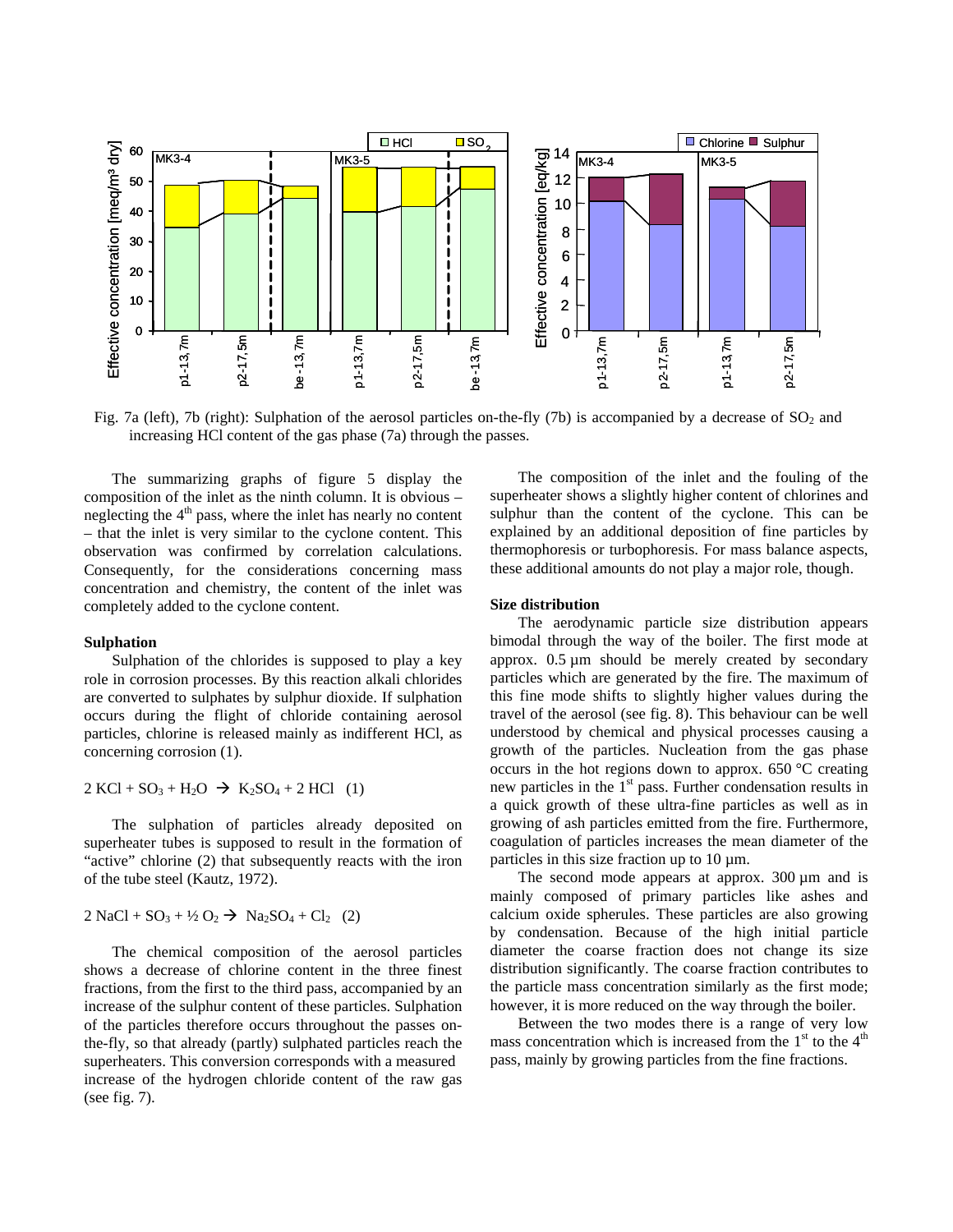Effective concentration [meq/m³ dry]
60
50
40
30
20
10
0
MK3-4
MK3-5
HCl
SO2
p1-13,7m
p2-17,5m
be-13,7m
p1-13,7m
p2-17,5m
be-13,7m

Effective concentration [eq/kg]
14
12
10
8
6
4
2
0
MK3-4
MK3-5
Chlorine
Sulphur
p1-13,7m
p2-17,5m
p1-13,7m
p2-17,5m

Fig. 7a (left), 7b (right): Sulphation of the aerosol particles on-the-fly (7b) is accompanied by a decrease of $SO_2$ and increasing HCl content of the gas phase (7a) through the passes.

The summarizing graphs of figure 5 display the composition of the inlet as the ninth column. It is obvious – neglecting the 4th pass, where the inlet has nearly no content – that the inlet is very similar to the cyclone content. This observation was confirmed by correlation calculations. Consequently, for the considerations concerning mass concentration and chemistry, the content of the inlet was completely added to the cyclone content.

### Sulphation

Sulphation of the chlorides is supposed to play a key role in corrosion processes. By this reaction alkali chlorides are converted to sulphates by sulphur dioxide. If sulphation occurs during the flight of chloride containing aerosol particles, chlorine is released mainly as indifferent HCl, as concerning corrosion (1).

$$2\,KCl + SO_3 + H_2O \rightarrow K_2SO_4 + 2\,HCl \quad (1)$$

The sulphation of particles already deposited on superheater tubes is supposed to result in the formation of "active" chlorine (2) that subsequently reacts with the iron of the tube steel (Kautz, 1972).

$$2\,NaCl + SO_3 + \tfrac{1}{2}\,O_2 \rightarrow Na_2SO_4 + Cl_2 \quad (2)$$

The chemical composition of the aerosol particles shows a decrease of chlorine content in the three finest fractions, from the first to the third pass, accompanied by an increase of the sulphur content of these particles. Sulphation of the particles therefore occurs throughout the passes on-the-fly, so that already (partly) sulphated particles reach the superheaters. This conversion corresponds with a measured increase of the hydrogen chloride content of the raw gas (see fig. 7).

The composition of the inlet and the fouling of the superheater shows a slightly higher content of chlorines and sulphur than the content of the cyclone. This can be explained by an additional deposition of fine particles by thermophoresis or turbophoresis. For mass balance aspects, these additional amounts do not play a major role, though.

### Size distribution

The aerodynamic particle size distribution appears bimodal through the way of the boiler. The first mode at approx. 0.5 µm should be merely created by secondary particles which are generated by the fire. The maximum of this fine mode shifts to slightly higher values during the travel of the aerosol (see fig. 8). This behaviour can be well understood by chemical and physical processes causing a growth of the particles. Nucleation from the gas phase occurs in the hot regions down to approx. 650 °C creating new particles in the 1st pass. Further condensation results in a quick growth of these ultra-fine particles as well as in growing of ash particles emitted from the fire. Furthermore, coagulation of particles increases the mean diameter of the particles in this size fraction up to 10 µm.

The second mode appears at approx. 300 µm and is mainly composed of primary particles like ashes and calcium oxide spherules. These particles are also growing by condensation. Because of the high initial particle diameter the coarse fraction does not change its size distribution significantly. The coarse fraction contributes to the particle mass concentration similarly as the first mode; however, it is more reduced on the way through the boiler.

Between the two modes there is a range of very low mass concentration which is increased from the 1st to the 4th pass, mainly by growing particles from the fine fractions.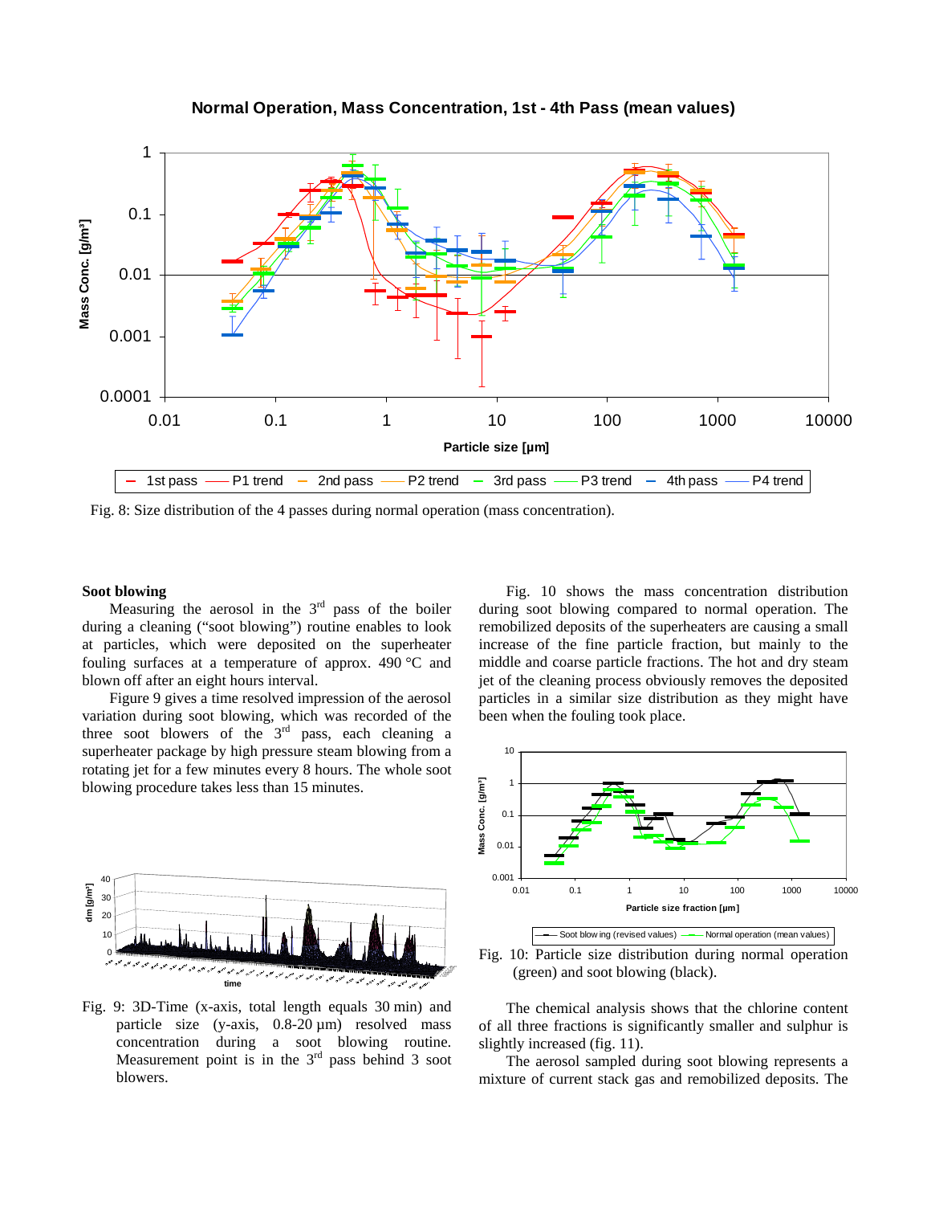Normal Operation, Mass Concentration, 1st - 4th Pass (mean values)

Mass Conc. [g/m³]

1

0.1

0.01

0.001

0.0001

0.01 0.1 1 10 100 1000 10000

Particle size [µm]

1st pass — P1 trend — 2nd pass — P2 trend — 3rd pass — P3 trend — 4th pass — P4 trend

Fig. 8: Size distribution of the 4 passes during normal operation (mass concentration).

### Soot blowing

Measuring the aerosol in the 3rd pass of the boiler during a cleaning ("soot blowing") routine enables to look at particles, which were deposited on the superheater fouling surfaces at a temperature of approx. 490 °C and blown off after an eight hours interval.

Figure 9 gives a time resolved impression of the aerosol variation during soot blowing, which was recorded of the three soot blowers of the 3rd pass, each cleaning a superheater package by high pressure steam blowing from a rotating jet for a few minutes every 8 hours. The whole soot blowing procedure takes less than 15 minutes.

dm [g/m³]

40

30

20

10

0

time

Fig. 9: 3D-Time (x-axis, total length equals 30 min) and particle size (y-axis, 0.8-20 µm) resolved mass concentration during a soot blowing routine. Measurement point is in the 3rd pass behind 3 soot blowers.

Fig. 10 shows the mass concentration distribution during soot blowing compared to normal operation. The remobilized deposits of the superheaters are causing a small increase of the fine particle fraction, but mainly to the middle and coarse particle fractions. The hot and dry steam jet of the cleaning process obviously removes the deposited particles in a similar size distribution as they might have been when the fouling took place.

Mass Conc. [g/m³]

10

1

0.1

0.01

0.001

0.01 0.1 1 10 100 1000 10000

Particle size fraction [µm]

Soot blowing (revised values) — Normal operation (mean values)

Fig. 10: Particle size distribution during normal operation (green) and soot blowing (black).

The chemical analysis shows that the chlorine content of all three fractions is significantly smaller and sulphur is slightly increased (fig. 11).

The aerosol sampled during soot blowing represents a mixture of current stack gas and remobilized deposits. The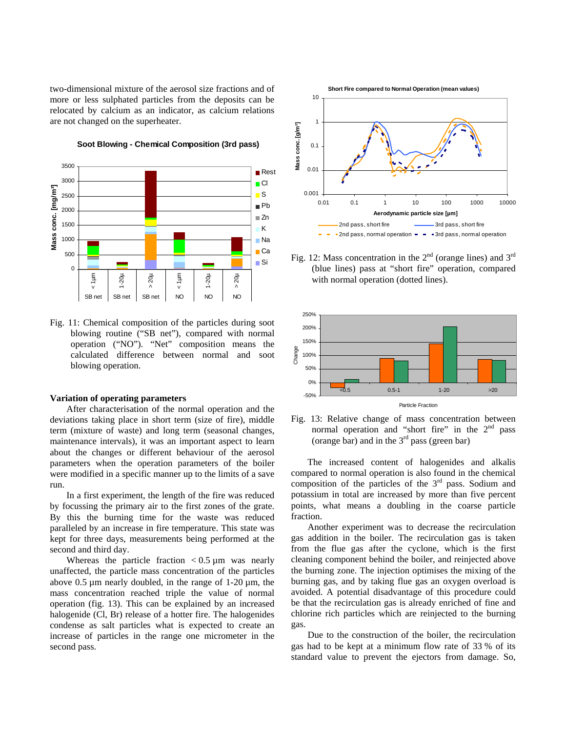two-dimensional mixture of the aerosol size fractions and of more or less sulphated particles from the deposits can be relocated by calcium as an indicator, as calcium relations are not changed on the superheater.

**Soot Blowing - Chemical Composition (3rd pass)**

Mass conc. [mg/m³]

3500
3000
2500
2000
1500
1000
500
0

< 1µm, 1-20µ, > 20µ, < 1µm, 1-20µ, > 20µ

SB net, SB net, SB net, NO, NO, NO

Rest, Cl, S, Pb, Zn, K, Na, Ca, Si

Fig. 11: Chemical composition of the particles during soot blowing routine ("SB net"), compared with normal operation ("NO"). "Net" composition means the calculated difference between normal and soot blowing operation.

### Variation of operating parameters

After characterisation of the normal operation and the deviations taking place in short term (size of fire), middle term (mixture of waste) and long term (seasonal changes, maintenance intervals), it was an important aspect to learn about the changes or different behaviour of the aerosol parameters when the operation parameters of the boiler were modified in a specific manner up to the limits of a save run.

In a first experiment, the length of the fire was reduced by focussing the primary air to the first zones of the grate. By this the burning time for the waste was reduced paralleled by an increase in fire temperature. This state was kept for three days, measurements being performed at the second and third day.

Whereas the particle fraction < 0.5 µm was nearly unaffected, the particle mass concentration of the particles above 0.5 µm nearly doubled, in the range of 1-20 µm, the mass concentration reached triple the value of normal operation (fig. 13). This can be explained by an increased halogenide (Cl, Br) release of a hotter fire. The halogenides condense as salt particles what is expected to create an increase of particles in the range one micrometer in the second pass.

**Short Fire compared to Normal Operation (mean values)**

Mass conc. [g/m³]

10
1
0.1
0.01
0.001

0.01, 0.1, 1, 10, 100, 1000, 10000

Aerodynamic particle size [µm]

2nd pass, short fire
3rd pass, short fire
2nd pass, normal operation
3rd pass, normal operation

Fig. 12: Mass concentration in the 2nd (orange lines) and 3rd (blue lines) pass at "short fire" operation, compared with normal operation (dotted lines).

Change

250%
200%
150%
100%
50%
0%
-50%

<0.5, 0.5-1, 1-20, >20

Particle Fraction

Fig. 13: Relative change of mass concentration between normal operation and "short fire" in the 2nd pass (orange bar) and in the 3rd pass (green bar)

The increased content of halogenides and alkalis compared to normal operation is also found in the chemical composition of the particles of the 3rd pass. Sodium and potassium in total are increased by more than five percent points, what means a doubling in the coarse particle fraction.

Another experiment was to decrease the recirculation gas addition in the boiler. The recirculation gas is taken from the flue gas after the cyclone, which is the first cleaning component behind the boiler, and reinjected above the burning zone. The injection optimises the mixing of the burning gas, and by taking flue gas an oxygen overload is avoided. A potential disadvantage of this procedure could be that the recirculation gas is already enriched of fine and chlorine rich particles which are reinjected to the burning gas.

Due to the construction of the boiler, the recirculation gas had to be kept at a minimum flow rate of 33 % of its standard value to prevent the ejectors from damage. So,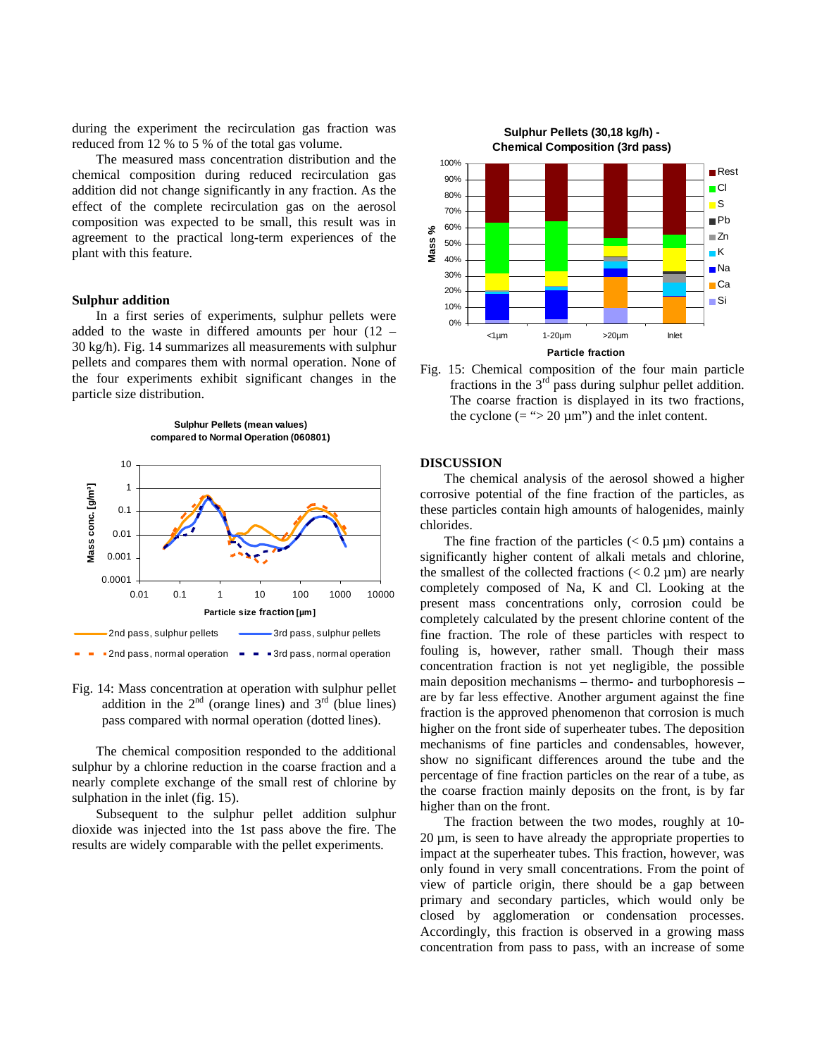during the experiment the recirculation gas fraction was reduced from 12 % to 5 % of the total gas volume.

The measured mass concentration distribution and the chemical composition during reduced recirculation gas addition did not change significantly in any fraction. As the effect of the complete recirculation gas on the aerosol composition was expected to be small, this result was in agreement to the practical long-term experiences of the plant with this feature.

### Sulphur addition

In a first series of experiments, sulphur pellets were added to the waste in differed amounts per hour (12 – 30 kg/h). Fig. 14 summarizes all measurements with sulphur pellets and compares them with normal operation. None of the four experiments exhibit significant changes in the particle size distribution.

Sulphur Pellets (mean values)
compared to Normal Operation (060801)

Mass conc. [g/m³]

10
1
0.1
0.01
0.001
0.0001

0.01 0.1 1 10 100 1000 10000

Particle size fraction [µm]

2nd pass, sulphur pellets
3rd pass, sulphur pellets
2nd pass, normal operation
3rd pass, normal operation

Fig. 14: Mass concentration at operation with sulphur pellet addition in the 2nd (orange lines) and 3rd (blue lines) pass compared with normal operation (dotted lines).

The chemical composition responded to the additional sulphur by a chlorine reduction in the coarse fraction and a nearly complete exchange of the small rest of chlorine by sulphation in the inlet (fig. 15).

Subsequent to the sulphur pellet addition sulphur dioxide was injected into the 1st pass above the fire. The results are widely comparable with the pellet experiments.

Sulphur Pellets (30,18 kg/h) -
Chemical Composition (3rd pass)

Mass %

100%
90%
80%
70%
60%
50%
40%
30%
20%
10%
0%

<1µm 1-20µm >20µm Inlet

Particle fraction

Rest
Cl
S
Pb
Zn
K
Na
Ca
Si

Fig. 15: Chemical composition of the four main particle fractions in the 3rd pass during sulphur pellet addition. The coarse fraction is displayed in its two fractions, the cyclone (= "> 20 µm") and the inlet content.

## DISCUSSION

The chemical analysis of the aerosol showed a higher corrosive potential of the fine fraction of the particles, as these particles contain high amounts of halogenides, mainly chlorides.

The fine fraction of the particles (< 0.5 µm) contains a significantly higher content of alkali metals and chlorine, the smallest of the collected fractions (< 0.2 µm) are nearly completely composed of Na, K and Cl. Looking at the present mass concentrations only, corrosion could be completely calculated by the present chlorine content of the fine fraction. The role of these particles with respect to fouling is, however, rather small. Though their mass concentration fraction is not yet negligible, the possible main deposition mechanisms – thermo- and turbophoresis – are by far less effective. Another argument against the fine fraction is the approved phenomenon that corrosion is much higher on the front side of superheater tubes. The deposition mechanisms of fine particles and condensables, however, show no significant differences around the tube and the percentage of fine fraction particles on the rear of a tube, as the coarse fraction mainly deposits on the front, is by far higher than on the front.

The fraction between the two modes, roughly at 10-20 µm, is seen to have already the appropriate properties to impact at the superheater tubes. This fraction, however, was only found in very small concentrations. From the point of view of particle origin, there should be a gap between primary and secondary particles, which would only be closed by agglomeration or condensation processes. Accordingly, this fraction is observed in a growing mass concentration from pass to pass, with an increase of some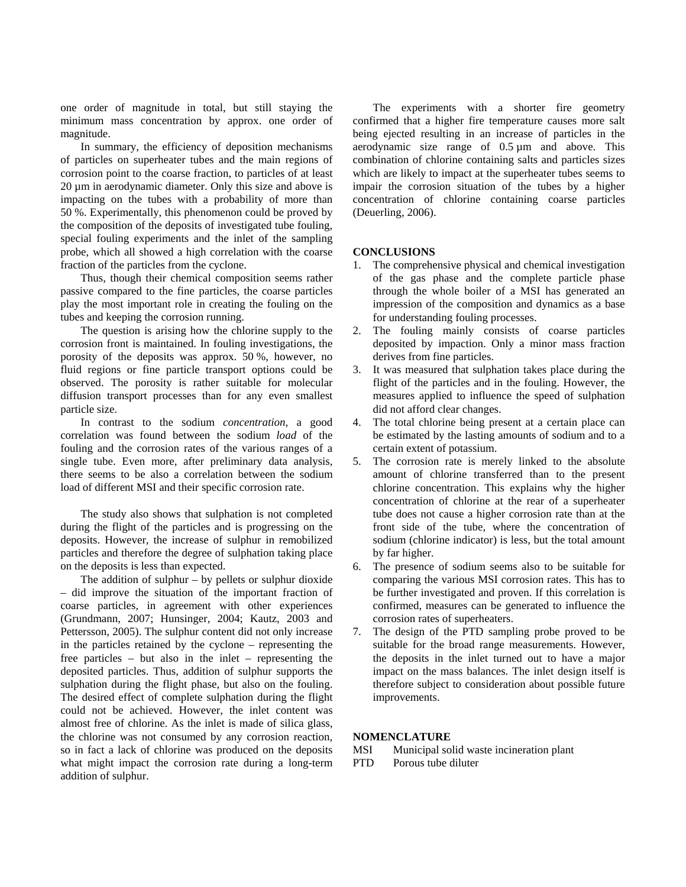one order of magnitude in total, but still staying the minimum mass concentration by approx. one order of magnitude.

In summary, the efficiency of deposition mechanisms of particles on superheater tubes and the main regions of corrosion point to the coarse fraction, to particles of at least 20 µm in aerodynamic diameter. Only this size and above is impacting on the tubes with a probability of more than 50 %. Experimentally, this phenomenon could be proved by the composition of the deposits of investigated tube fouling, special fouling experiments and the inlet of the sampling probe, which all showed a high correlation with the coarse fraction of the particles from the cyclone.

Thus, though their chemical composition seems rather passive compared to the fine particles, the coarse particles play the most important role in creating the fouling on the tubes and keeping the corrosion running.

The question is arising how the chlorine supply to the corrosion front is maintained. In fouling investigations, the porosity of the deposits was approx. 50 %, however, no fluid regions or fine particle transport options could be observed. The porosity is rather suitable for molecular diffusion transport processes than for any even smallest particle size.

In contrast to the sodium *concentration*, a good correlation was found between the sodium *load* of the fouling and the corrosion rates of the various ranges of a single tube. Even more, after preliminary data analysis, there seems to be also a correlation between the sodium load of different MSI and their specific corrosion rate.

The study also shows that sulphation is not completed during the flight of the particles and is progressing on the deposits. However, the increase of sulphur in remobilized particles and therefore the degree of sulphation taking place on the deposits is less than expected.

The addition of sulphur – by pellets or sulphur dioxide – did improve the situation of the important fraction of coarse particles, in agreement with other experiences (Grundmann, 2007; Hunsinger, 2004; Kautz, 2003 and Pettersson, 2005). The sulphur content did not only increase in the particles retained by the cyclone – representing the free particles – but also in the inlet – representing the deposited particles. Thus, addition of sulphur supports the sulphation during the flight phase, but also on the fouling. The desired effect of complete sulphation during the flight could not be achieved. However, the inlet content was almost free of chlorine. As the inlet is made of silica glass, the chlorine was not consumed by any corrosion reaction, so in fact a lack of chlorine was produced on the deposits what might impact the corrosion rate during a long-term addition of sulphur.

The experiments with a shorter fire geometry confirmed that a higher fire temperature causes more salt being ejected resulting in an increase of particles in the aerodynamic size range of 0.5 µm and above. This combination of chlorine containing salts and particles sizes which are likely to impact at the superheater tubes seems to impair the corrosion situation of the tubes by a higher concentration of chlorine containing coarse particles (Deuerling, 2006).

## CONCLUSIONS

1. The comprehensive physical and chemical investigation of the gas phase and the complete particle phase through the whole boiler of a MSI has generated an impression of the composition and dynamics as a base for understanding fouling processes.
2. The fouling mainly consists of coarse particles deposited by impaction. Only a minor mass fraction derives from fine particles.
3. It was measured that sulphation takes place during the flight of the particles and in the fouling. However, the measures applied to influence the speed of sulphation did not afford clear changes.
4. The total chlorine being present at a certain place can be estimated by the lasting amounts of sodium and to a certain extent of potassium.
5. The corrosion rate is merely linked to the absolute amount of chlorine transferred than to the present chlorine concentration. This explains why the higher concentration of chlorine at the rear of a superheater tube does not cause a higher corrosion rate than at the front side of the tube, where the concentration of sodium (chlorine indicator) is less, but the total amount by far higher.
6. The presence of sodium seems also to be suitable for comparing the various MSI corrosion rates. This has to be further investigated and proven. If this correlation is confirmed, measures can be generated to influence the corrosion rates of superheaters.
7. The design of the PTD sampling probe proved to be suitable for the broad range measurements. However, the deposits in the inlet turned out to have a major impact on the mass balances. The inlet design itself is therefore subject to consideration about possible future improvements.

## NOMENCLATURE

MSI Municipal solid waste incineration plant
PTD Porous tube diluter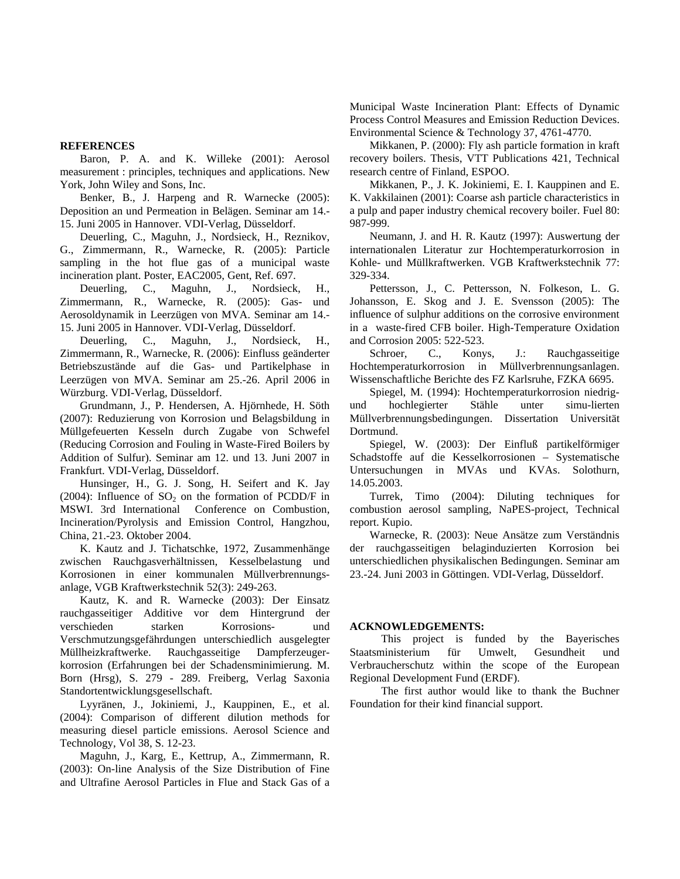## REFERENCES

Baron, P. A. and K. Willeke (2001): Aerosol measurement : principles, techniques and applications. New York, John Wiley and Sons, Inc.

Benker, B., J. Harpeng and R. Warnecke (2005): Deposition an und Permeation in Belägen. Seminar am 14.-15. Juni 2005 in Hannover. VDI-Verlag, Düsseldorf.

Deuerling, C., Maguhn, J., Nordsieck, H., Reznikov, G., Zimmermann, R., Warnecke, R. (2005): Particle sampling in the hot flue gas of a municipal waste incineration plant. Poster, EAC2005, Gent, Ref. 697.

Deuerling, C., Maguhn, J., Nordsieck, H., Zimmermann, R., Warnecke, R. (2005): Gas- und Aerosoldynamik in Leerzügen von MVA. Seminar am 14.-15. Juni 2005 in Hannover. VDI-Verlag, Düsseldorf.

Deuerling, C., Maguhn, J., Nordsieck, H., Zimmermann, R., Warnecke, R. (2006): Einfluss geänderter Betriebszustände auf die Gas- und Partikelphase in Leerzügen von MVA. Seminar am 25.-26. April 2006 in Würzburg. VDI-Verlag, Düsseldorf.

Grundmann, J., P. Hendersen, A. Hjörnhede, H. Söth (2007): Reduzierung von Korrosion und Belagsbildung in Müllgefeuerten Kesseln durch Zugabe von Schwefel (Reducing Corrosion and Fouling in Waste-Fired Boilers by Addition of Sulfur). Seminar am 12. und 13. Juni 2007 in Frankfurt. VDI-Verlag, Düsseldorf.

Hunsinger, H., G. J. Song, H. Seifert and K. Jay (2004): Influence of $SO_2$ on the formation of PCDD/F in MSWI. 3rd International Conference on Combustion, Incineration/Pyrolysis and Emission Control, Hangzhou, China, 21.-23. Oktober 2004.

K. Kautz and J. Tichatschke, 1972, Zusammenhänge zwischen Rauchgasverhältnissen, Kesselbelastung und Korrosionen in einer kommunalen Müllverbrennungs-anlage, VGB Kraftwerkstechnik 52(3): 249-263.

Kautz, K. and R. Warnecke (2003): Der Einsatz rauchgasseitiger Additive vor dem Hintergrund der verschieden starken Korrosions- und Verschmutzungsgefährdungen unterschiedlich ausgelegter Müllheizkraftwerke. Rauchgasseitige Dampferzeuger-korrosion (Erfahrungen bei der Schadensminimierung. M. Born (Hrsg), S. 279 - 289. Freiberg, Verlag Saxonia Standortentwicklungsgesellschaft.

Lyyränen, J., Jokiniemi, J., Kauppinen, E., et al. (2004): Comparison of different dilution methods for measuring diesel particle emissions. Aerosol Science and Technology, Vol 38, S. 12-23.

Maguhn, J., Karg, E., Kettrup, A., Zimmermann, R. (2003): On-line Analysis of the Size Distribution of Fine and Ultrafine Aerosol Particles in Flue and Stack Gas of a Municipal Waste Incineration Plant: Effects of Dynamic Process Control Measures and Emission Reduction Devices. Environmental Science & Technology 37, 4761-4770.

Mikkanen, P. (2000): Fly ash particle formation in kraft recovery boilers. Thesis, VTT Publications 421, Technical research centre of Finland, ESPOO.

Mikkanen, P., J. K. Jokiniemi, E. I. Kauppinen and E. K. Vakkilainen (2001): Coarse ash particle characteristics in a pulp and paper industry chemical recovery boiler. Fuel 80: 987-999.

Neumann, J. and H. R. Kautz (1997): Auswertung der internationalen Literatur zur Hochtemperaturkorrosion in Kohle- und Müllkraftwerken. VGB Kraftwerkstechnik 77: 329-334.

Pettersson, J., C. Pettersson, N. Folkeson, L. G. Johansson, E. Skog and J. E. Svensson (2005): The influence of sulphur additions on the corrosive environment in a waste-fired CFB boiler. High-Temperature Oxidation and Corrosion 2005: 522-523.

Schroer, C., Konys, J.: Rauchgasseitige Hochtemperaturkorrosion in Müllverbrennungsanlagen. Wissenschaftliche Berichte des FZ Karlsruhe, FZKA 6695.

Spiegel, M. (1994): Hochtemperaturkorrosion niedrig- und hochlegierter Stähle unter simu-lierten Müllverbrennungsbedingungen. Dissertation Universität Dortmund.

Spiegel, W. (2003): Der Einfluß partikelförmiger Schadstoffe auf die Kesselkorrosionen – Systematische Untersuchungen in MVAs und KVAs. Solothurn, 14.05.2003.

Turrek, Timo (2004): Diluting techniques for combustion aerosol sampling, NaPES-project, Technical report. Kupio.

Warnecke, R. (2003): Neue Ansätze zum Verständnis der rauchgasseitigen belaginduzierten Korrosion bei unterschiedlichen physikalischen Bedingungen. Seminar am 23.-24. Juni 2003 in Göttingen. VDI-Verlag, Düsseldorf.

## ACKNOWLEDGEMENTS:

This project is funded by the Bayerisches Staatsministerium für Umwelt, Gesundheit und Verbraucherschutz within the scope of the European Regional Development Fund (ERDF).

The first author would like to thank the Buchner Foundation for their kind financial support.